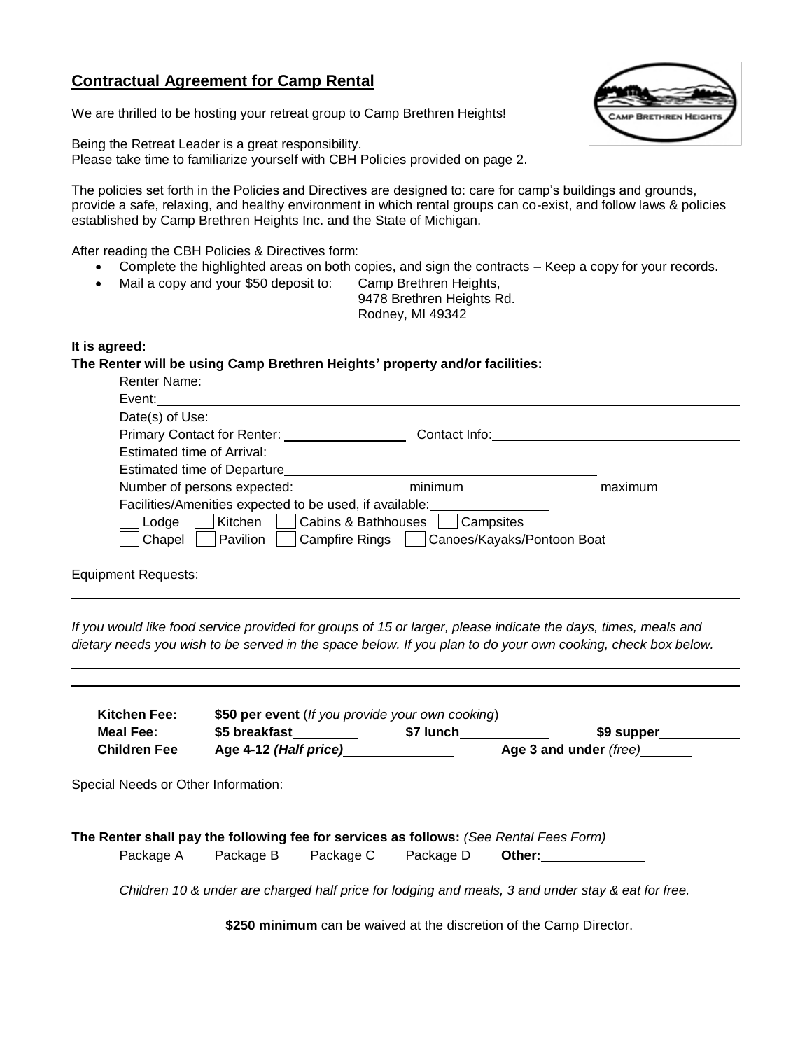## Contractual Agreement for Camp Rental

We are thrilled to be hosting your retreat group to Camp Brethren Heights!

Being the Retreat Leader is a great responsibility.
Please take time to familiarize yourself with CBH Policies provided on page 2.

The policies set forth in the Policies and Directives are designed to: care for camp's buildings and grounds, provide a safe, relaxing, and healthy environment in which rental groups can co-exist, and follow laws & policies established by Camp Brethren Heights Inc. and the State of Michigan.

After reading the CBH Policies & Directives form:

- Complete the highlighted areas on both copies, and sign the contracts – Keep a copy for your records.
- Mail a copy and your $50 deposit to: Camp Brethren Heights,
  9478 Brethren Heights Rd.
  Rodney, MI 49342

**It is agreed:**

**The Renter will be using Camp Brethren Heights' property and/or facilities:**

Renter Name: ______________________________

Event: ______________________________

Date(s) of Use: ______________________________

Primary Contact for Renter: ________________ Contact Info: ______________________________

Estimated time of Arrival: ______________________________

Estimated time of Departure ______________________________

Number of persons expected: ____________ minimum ____________ maximum

Facilities/Amenities expected to be used, if available: ________________

☐ Lodge ☐ Kitchen ☐ Cabins & Bathhouses ☐ Campsites

☐ Chapel ☐ Pavilion ☐ Campfire Rings ☐ Canoes/Kayaks/Pontoon Boat

Equipment Requests:

______________________________________________________________________

*If you would like food service provided for groups of 15 or larger, please indicate the days, times, meals and dietary needs you wish to be served in the space below. If you plan to do your own cooking, check box below.*

______________________________________________________________________

______________________________________________________________________

| | | | |
|---|---|---|---|
| **Kitchen Fee:** | **$50 per event** (*If you provide your own cooking*) | | |
| **Meal Fee:** | **$5 breakfast** ________ | **$7 lunch** ________ | **$9 supper** ________ |
| **Children Fee** | **Age 4-12 *(Half price)*** ________ | **Age 3 and under** *(free)* ________ | |

Special Needs or Other Information:

______________________________________________________________________

**The Renter shall pay the following fee for services as follows:** *(See Rental Fees Form)*

Package A  Package B  Package C  Package D  **Other:** ____________

*Children 10 & under are charged half price for lodging and meals, 3 and under stay & eat for free.*

**$250 minimum** can be waived at the discretion of the Camp Director.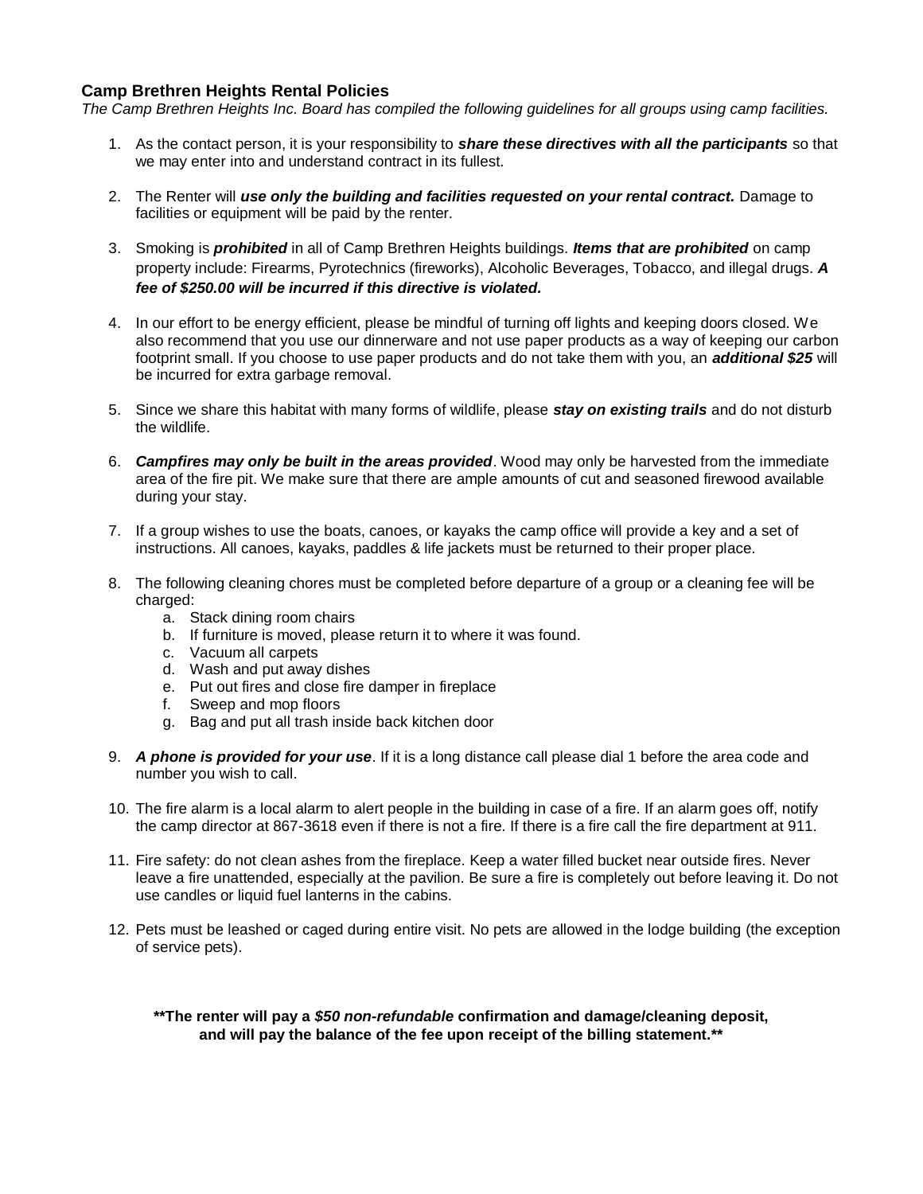**Camp Brethren Heights Rental Policies**

*The Camp Brethren Heights Inc. Board has compiled the following guidelines for all groups using camp facilities.*

1. As the contact person, it is your responsibility to ***share these directives with all the participants*** so that we may enter into and understand contract in its fullest.

2. The Renter will ***use only the building and facilities requested on your rental contract.*** Damage to facilities or equipment will be paid by the renter.

3. Smoking is ***prohibited*** in all of Camp Brethren Heights buildings. ***Items that are prohibited*** on camp property include: Firearms, Pyrotechnics (fireworks), Alcoholic Beverages, Tobacco, and illegal drugs. ***A fee of $250.00 will be incurred if this directive is violated.***

4. In our effort to be energy efficient, please be mindful of turning off lights and keeping doors closed. We also recommend that you use our dinnerware and not use paper products as a way of keeping our carbon footprint small. If you choose to use paper products and do not take them with you, an ***additional $25*** will be incurred for extra garbage removal.

5. Since we share this habitat with many forms of wildlife, please ***stay on existing trails*** and do not disturb the wildlife.

6. ***Campfires may only be built in the areas provided***. Wood may only be harvested from the immediate area of the fire pit. We make sure that there are ample amounts of cut and seasoned firewood available during your stay.

7. If a group wishes to use the boats, canoes, or kayaks the camp office will provide a key and a set of instructions. All canoes, kayaks, paddles & life jackets must be returned to their proper place.

8. The following cleaning chores must be completed before departure of a group or a cleaning fee will be charged:
   a. Stack dining room chairs
   b. If furniture is moved, please return it to where it was found.
   c. Vacuum all carpets
   d. Wash and put away dishes
   e. Put out fires and close fire damper in fireplace
   f. Sweep and mop floors
   g. Bag and put all trash inside back kitchen door

9. ***A phone is provided for your use***. If it is a long distance call please dial 1 before the area code and number you wish to call.

10. The fire alarm is a local alarm to alert people in the building in case of a fire. If an alarm goes off, notify the camp director at 867-3618 even if there is not a fire. If there is a fire call the fire department at 911.

11. Fire safety: do not clean ashes from the fireplace. Keep a water filled bucket near outside fires. Never leave a fire unattended, especially at the pavilion. Be sure a fire is completely out before leaving it. Do not use candles or liquid fuel lanterns in the cabins.

12. Pets must be leashed or caged during entire visit. No pets are allowed in the lodge building (the exception of service pets).

**\*\*The renter will pay a *$50 non-refundable* confirmation and damage/cleaning deposit, and will pay the balance of the fee upon receipt of the billing statement.\*\***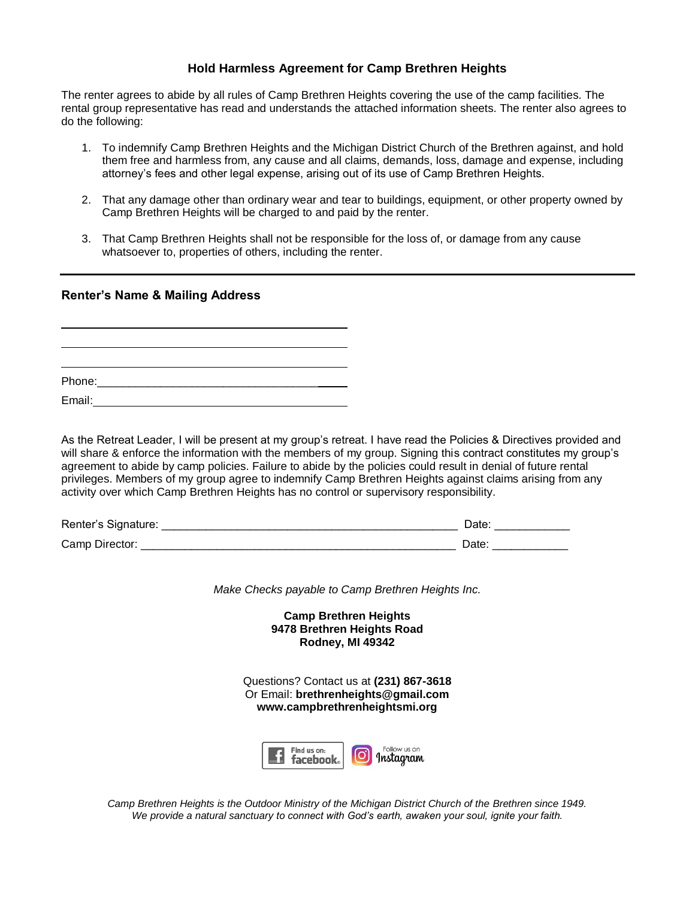## Hold Harmless Agreement for Camp Brethren Heights

The renter agrees to abide by all rules of Camp Brethren Heights covering the use of the camp facilities. The rental group representative has read and understands the attached information sheets. The renter also agrees to do the following:

1. To indemnify Camp Brethren Heights and the Michigan District Church of the Brethren against, and hold them free and harmless from, any cause and all claims, demands, loss, damage and expense, including attorney's fees and other legal expense, arising out of its use of Camp Brethren Heights.

2. That any damage other than ordinary wear and tear to buildings, equipment, or other property owned by Camp Brethren Heights will be charged to and paid by the renter.

3. That Camp Brethren Heights shall not be responsible for the loss of, or damage from any cause whatsoever to, properties of others, including the renter.

---

### Renter's Name & Mailing Address

\_\_\_\_\_\_\_\_\_\_\_\_\_\_\_\_\_\_\_\_\_\_\_\_\_\_\_\_\_\_\_\_\_\_\_\_\_\_\_\_

\_\_\_\_\_\_\_\_\_\_\_\_\_\_\_\_\_\_\_\_\_\_\_\_\_\_\_\_\_\_\_\_\_\_\_\_\_\_\_\_

\_\_\_\_\_\_\_\_\_\_\_\_\_\_\_\_\_\_\_\_\_\_\_\_\_\_\_\_\_\_\_\_\_\_\_\_\_\_\_\_

Phone:\_\_\_\_\_\_\_\_\_\_\_\_\_\_\_\_\_\_\_\_\_\_\_\_\_\_\_\_\_\_\_\_\_\_\_\_

Email:\_\_\_\_\_\_\_\_\_\_\_\_\_\_\_\_\_\_\_\_\_\_\_\_\_\_\_\_\_\_\_\_\_\_\_\_

As the Retreat Leader, I will be present at my group's retreat. I have read the Policies & Directives provided and will share & enforce the information with the members of my group. Signing this contract constitutes my group's agreement to abide by camp policies. Failure to abide by the policies could result in denial of future rental privileges. Members of my group agree to indemnify Camp Brethren Heights against claims arising from any activity over which Camp Brethren Heights has no control or supervisory responsibility.

Renter's Signature: \_\_\_\_\_\_\_\_\_\_\_\_\_\_\_\_\_\_\_\_\_\_\_\_\_\_\_\_\_\_\_\_\_\_\_\_\_\_\_\_\_\_\_\_\_\_\_\_ Date: \_\_\_\_\_\_\_\_\_\_\_\_

Camp Director: \_\_\_\_\_\_\_\_\_\_\_\_\_\_\_\_\_\_\_\_\_\_\_\_\_\_\_\_\_\_\_\_\_\_\_\_\_\_\_\_\_\_\_\_\_\_\_\_\_\_\_\_ Date: \_\_\_\_\_\_\_\_\_\_\_\_

*Make Checks payable to Camp Brethren Heights Inc.*

**Camp Brethren Heights**
**9478 Brethren Heights Road**
**Rodney, MI 49342**

Questions? Contact us at **(231) 867-3618**
Or Email: **brethrenheights@gmail.com**
**www.campbrethrenheightsmi.org**

Find us on: facebook. Follow us on Instagram

*Camp Brethren Heights is the Outdoor Ministry of the Michigan District Church of the Brethren since 1949.*
*We provide a natural sanctuary to connect with God's earth, awaken your soul, ignite your faith.*